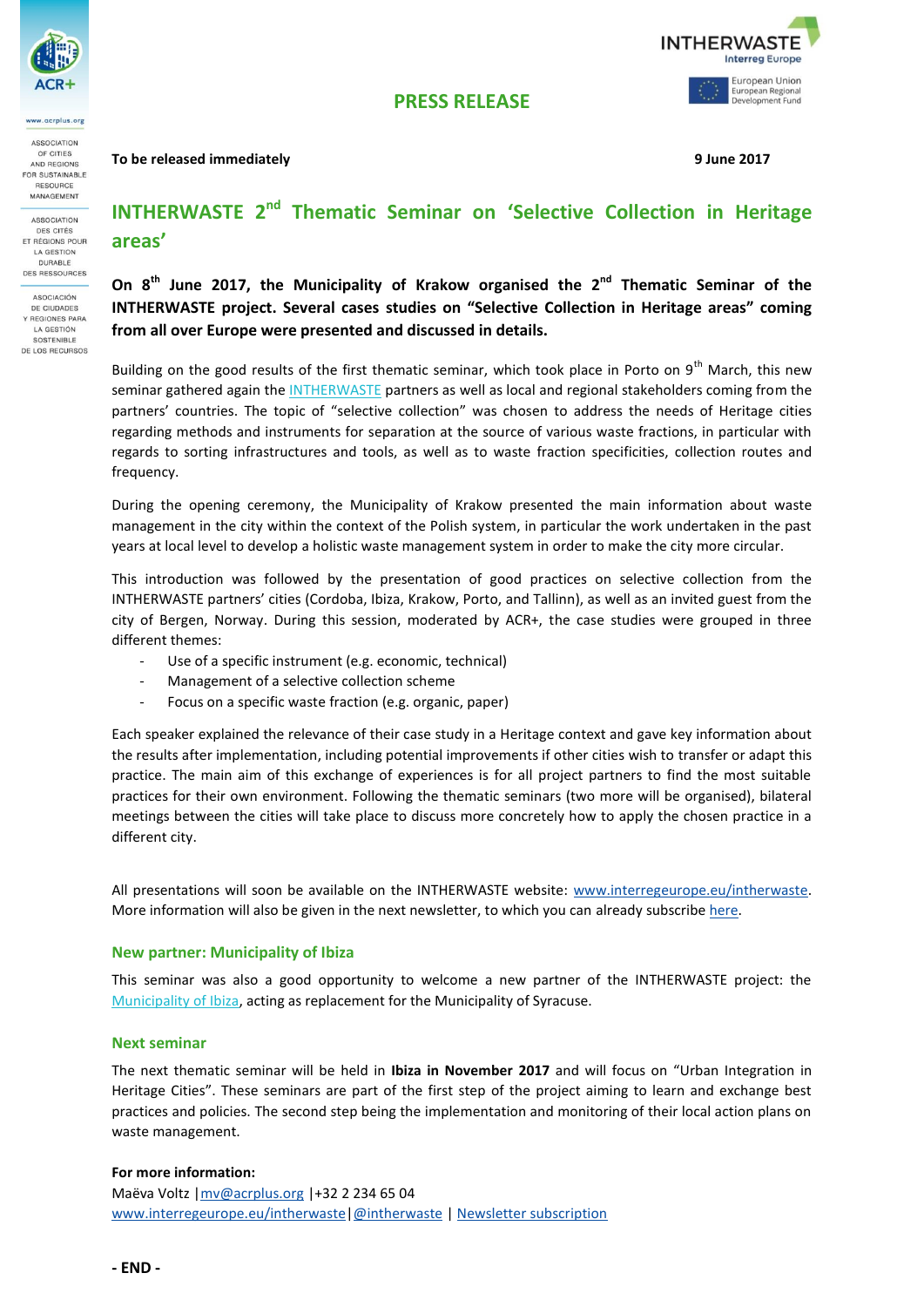ASSOCIATION OF CITIES AND REGIONS FOR SUSTAINABLE RESOURCE MANAGEMENT

ASSOCIATION DES CITÉS ET RÉGIONS POUR LA GESTION DURABLE DES RESSOURCES

ASOCIACIÓN DE CIUDADES Y REGIONES PARA LA GESTIÓN SOSTENIBLE DE LOS RECURSOS

**PRESS RELEASE**

**To be released immediately** **9 June 2017**

# INTHERWASTE 2nd Thematic Seminar on 'Selective Collection in Heritage areas'

**On 8th June 2017, the Municipality of Krakow organised the 2nd Thematic Seminar of the INTHERWASTE project. Several cases studies on "Selective Collection in Heritage areas" coming from all over Europe were presented and discussed in details.**

Building on the good results of the first thematic seminar, which took place in Porto on 9th March, this new seminar gathered again the INTHERWASTE partners as well as local and regional stakeholders coming from the partners' countries. The topic of "selective collection" was chosen to address the needs of Heritage cities regarding methods and instruments for separation at the source of various waste fractions, in particular with regards to sorting infrastructures and tools, as well as to waste fraction specificities, collection routes and frequency.

During the opening ceremony, the Municipality of Krakow presented the main information about waste management in the city within the context of the Polish system, in particular the work undertaken in the past years at local level to develop a holistic waste management system in order to make the city more circular.

This introduction was followed by the presentation of good practices on selective collection from the INTHERWASTE partners' cities (Cordoba, Ibiza, Krakow, Porto, and Tallinn), as well as an invited guest from the city of Bergen, Norway. During this session, moderated by ACR+, the case studies were grouped in three different themes:

- Use of a specific instrument (e.g. economic, technical)
- Management of a selective collection scheme
- Focus on a specific waste fraction (e.g. organic, paper)

Each speaker explained the relevance of their case study in a Heritage context and gave key information about the results after implementation, including potential improvements if other cities wish to transfer or adapt this practice. The main aim of this exchange of experiences is for all project partners to find the most suitable practices for their own environment. Following the thematic seminars (two more will be organised), bilateral meetings between the cities will take place to discuss more concretely how to apply the chosen practice in a different city.

All presentations will soon be available on the INTHERWASTE website: www.interregeurope.eu/intherwaste. More information will also be given in the next newsletter, to which you can already subscribe here.

## New partner: Municipality of Ibiza

This seminar was also a good opportunity to welcome a new partner of the INTHERWASTE project: the Municipality of Ibiza, acting as replacement for the Municipality of Syracuse.

## Next seminar

The next thematic seminar will be held in **Ibiza in November 2017** and will focus on "Urban Integration in Heritage Cities". These seminars are part of the first step of the project aiming to learn and exchange best practices and policies. The second step being the implementation and monitoring of their local action plans on waste management.

**For more information:**
Maëva Voltz | mv@acrplus.org | +32 2 234 65 04
www.interregeurope.eu/intherwaste | @intherwaste | Newsletter subscription

**- END -**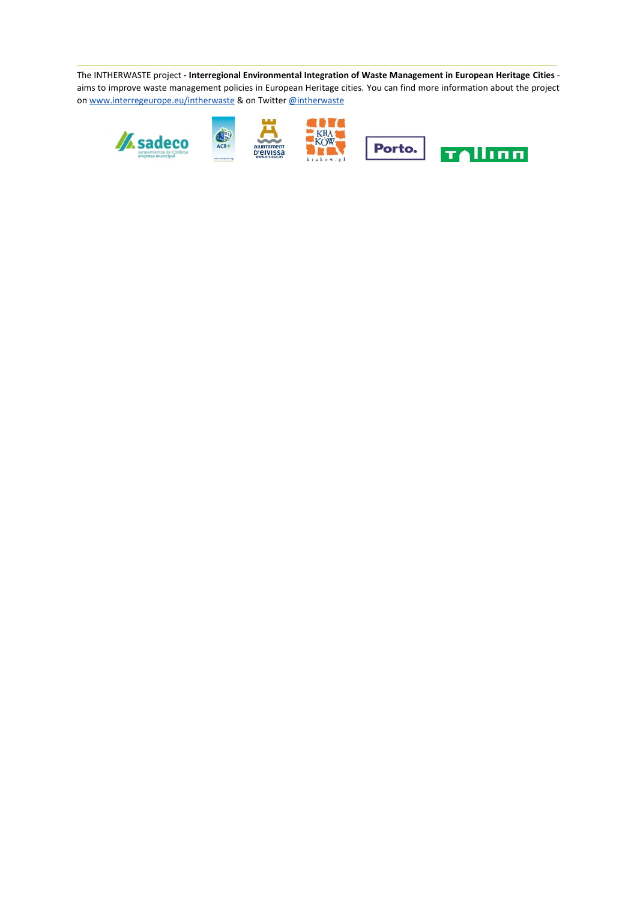The INTHERWASTE project **- Interregional Environmental Integration of Waste Management in European Heritage Cities** - aims to improve waste management policies in European Heritage cities. You can find more information about the project on www.interregeurope.eu/intherwaste & on Twitter @intherwaste